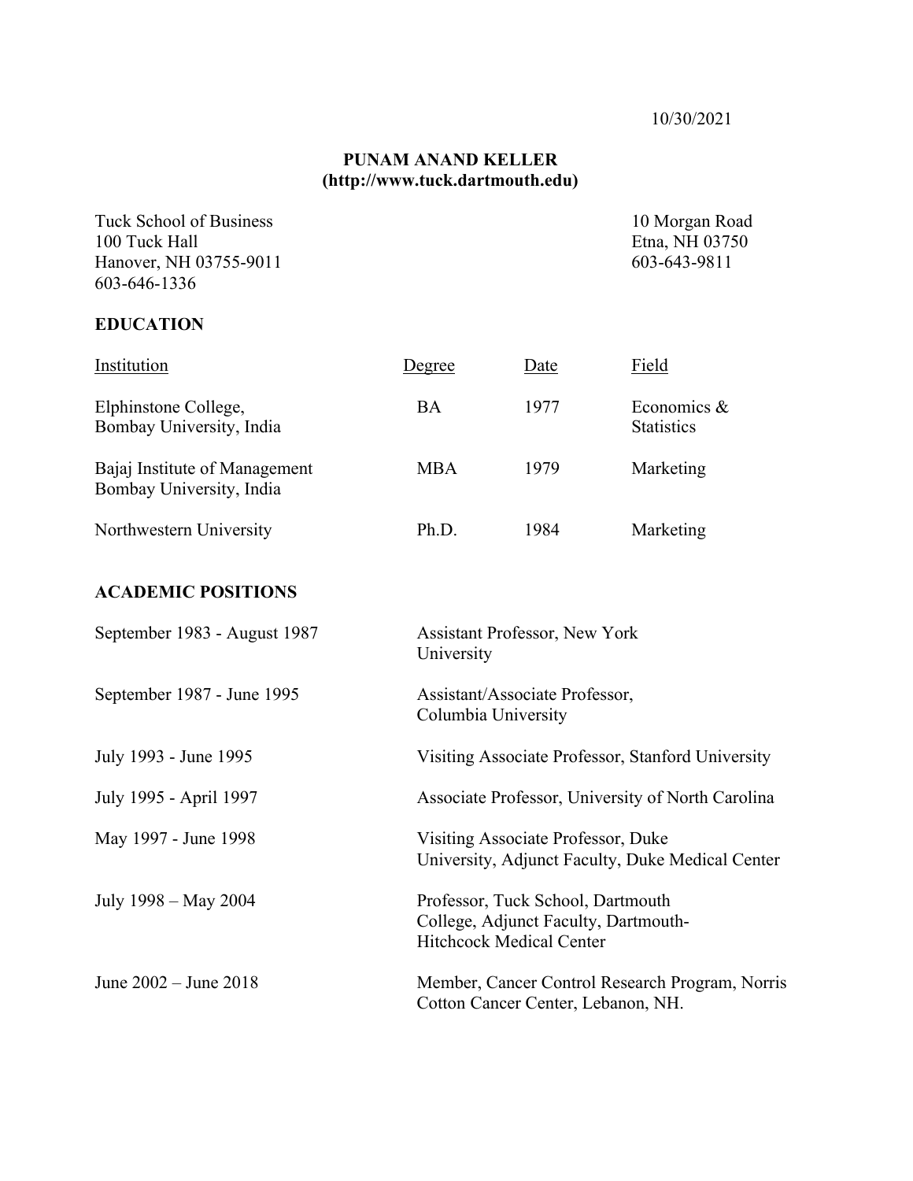10/30/2021

# PUNAM ANAND KELLER
**(http://www.tuck.dartmouth.edu)**

Tuck School of Business
100 Tuck Hall
Hanover, NH 03755-9011
603-646-1336

10 Morgan Road
Etna, NH 03750
603-643-9811

## EDUCATION

| Institution | Degree | Date | Field |
|---|---|---|---|
| Elphinstone College, Bombay University, India | BA | 1977 | Economics & Statistics |
| Bajaj Institute of Management Bombay University, India | MBA | 1979 | Marketing |
| Northwestern University | Ph.D. | 1984 | Marketing |

## ACADEMIC POSITIONS

| | |
|---|---|
| September 1983 - August 1987 | Assistant Professor, New York University |
| September 1987 - June 1995 | Assistant/Associate Professor, Columbia University |
| July 1993 - June 1995 | Visiting Associate Professor, Stanford University |
| July 1995 - April 1997 | Associate Professor, University of North Carolina |
| May 1997 - June 1998 | Visiting Associate Professor, Duke University, Adjunct Faculty, Duke Medical Center |
| July 1998 – May 2004 | Professor, Tuck School, Dartmouth College, Adjunct Faculty, Dartmouth-Hitchcock Medical Center |
| June 2002 – June 2018 | Member, Cancer Control Research Program, Norris Cotton Cancer Center, Lebanon, NH. |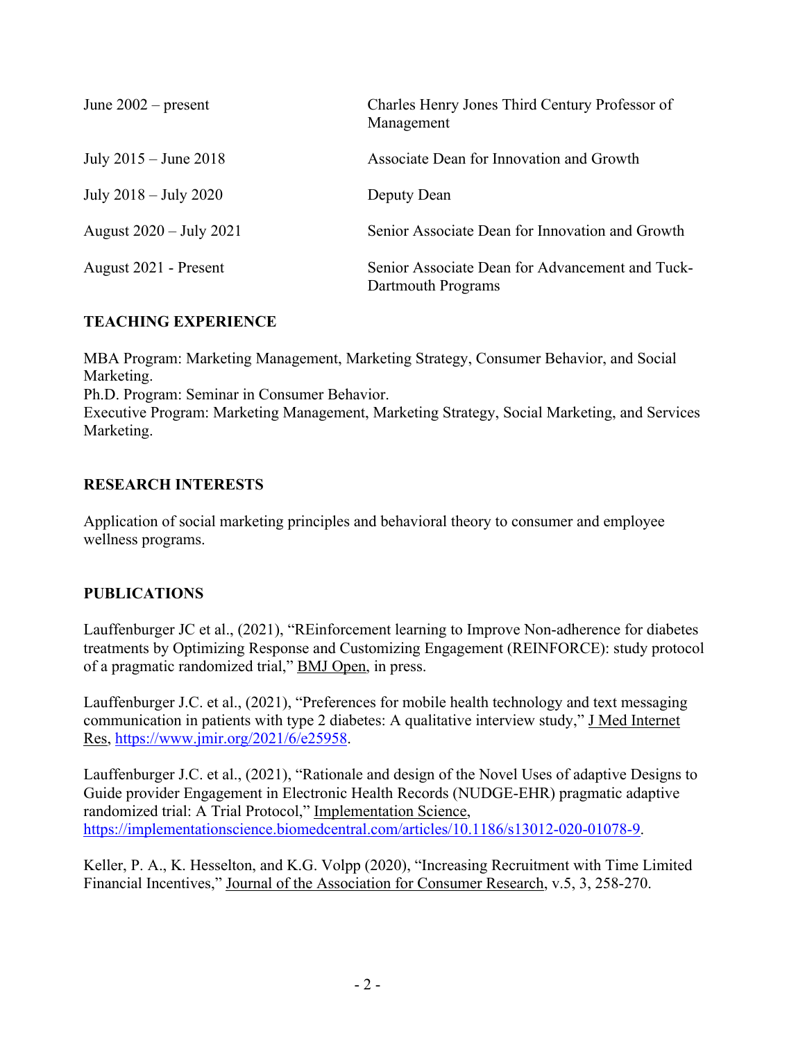| | |
|---|---|
| June 2002 – present | Charles Henry Jones Third Century Professor of Management |
| July 2015 – June 2018 | Associate Dean for Innovation and Growth |
| July 2018 – July 2020 | Deputy Dean |
| August 2020 – July 2021 | Senior Associate Dean for Innovation and Growth |
| August 2021 - Present | Senior Associate Dean for Advancement and Tuck-Dartmouth Programs |

## TEACHING EXPERIENCE

MBA Program: Marketing Management, Marketing Strategy, Consumer Behavior, and Social Marketing.
Ph.D. Program: Seminar in Consumer Behavior.
Executive Program: Marketing Management, Marketing Strategy, Social Marketing, and Services Marketing.

## RESEARCH INTERESTS

Application of social marketing principles and behavioral theory to consumer and employee wellness programs.

## PUBLICATIONS

Lauffenburger JC et al., (2021), "REinforcement learning to Improve Non-adherence for diabetes treatments by Optimizing Response and Customizing Engagement (REINFORCE): study protocol of a pragmatic randomized trial," BMJ Open, in press.

Lauffenburger J.C. et al., (2021), "Preferences for mobile health technology and text messaging communication in patients with type 2 diabetes: A qualitative interview study," J Med Internet Res, https://www.jmir.org/2021/6/e25958.

Lauffenburger J.C. et al., (2021), "Rationale and design of the Novel Uses of adaptive Designs to Guide provider Engagement in Electronic Health Records (NUDGE-EHR) pragmatic adaptive randomized trial: A Trial Protocol," Implementation Science, https://implementationscience.biomedcentral.com/articles/10.1186/s13012-020-01078-9.

Keller, P. A., K. Hesselton, and K.G. Volpp (2020), "Increasing Recruitment with Time Limited Financial Incentives," Journal of the Association for Consumer Research, v.5, 3, 258-270.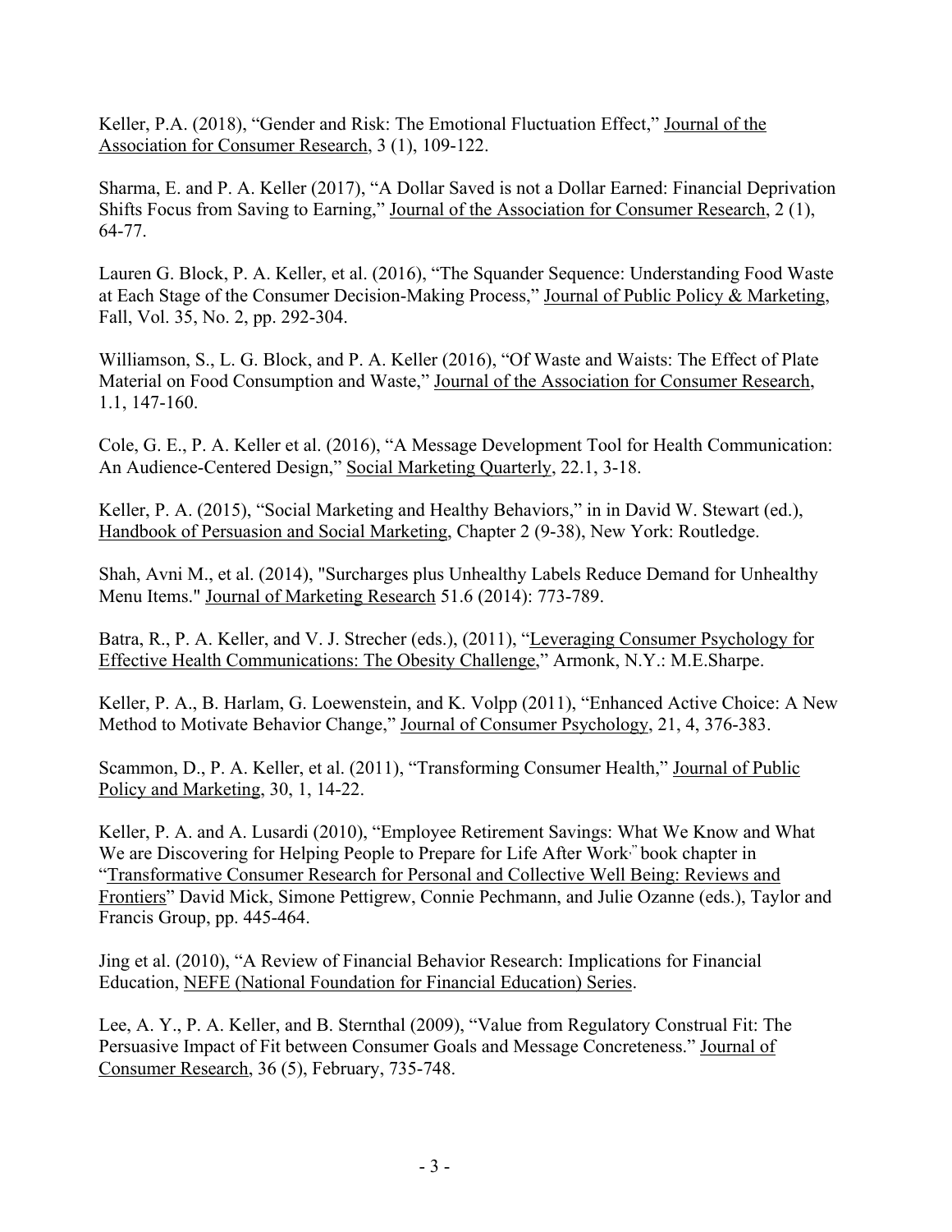Keller, P.A. (2018), “Gender and Risk: The Emotional Fluctuation Effect,” Journal of the Association for Consumer Research, 3 (1), 109-122.

Sharma, E. and P. A. Keller (2017), “A Dollar Saved is not a Dollar Earned: Financial Deprivation Shifts Focus from Saving to Earning,” Journal of the Association for Consumer Research, 2 (1), 64-77.

Lauren G. Block, P. A. Keller, et al. (2016), “The Squander Sequence: Understanding Food Waste at Each Stage of the Consumer Decision-Making Process,” Journal of Public Policy & Marketing, Fall, Vol. 35, No. 2, pp. 292-304.

Williamson, S., L. G. Block, and P. A. Keller (2016), “Of Waste and Waists: The Effect of Plate Material on Food Consumption and Waste,” Journal of the Association for Consumer Research, 1.1, 147-160.

Cole, G. E., P. A. Keller et al. (2016), “A Message Development Tool for Health Communication: An Audience-Centered Design,” Social Marketing Quarterly, 22.1, 3-18.

Keller, P. A. (2015), “Social Marketing and Healthy Behaviors,” in in David W. Stewart (ed.), Handbook of Persuasion and Social Marketing, Chapter 2 (9-38), New York: Routledge.

Shah, Avni M., et al. (2014), "Surcharges plus Unhealthy Labels Reduce Demand for Unhealthy Menu Items." Journal of Marketing Research 51.6 (2014): 773-789.

Batra, R., P. A. Keller, and V. J. Strecher (eds.), (2011), “Leveraging Consumer Psychology for Effective Health Communications: The Obesity Challenge,” Armonk, N.Y.: M.E.Sharpe.

Keller, P. A., B. Harlam, G. Loewenstein, and K. Volpp (2011), “Enhanced Active Choice: A New Method to Motivate Behavior Change,” Journal of Consumer Psychology, 21, 4, 376-383.

Scammon, D., P. A. Keller, et al. (2011), “Transforming Consumer Health,” Journal of Public Policy and Marketing, 30, 1, 14-22.

Keller, P. A. and A. Lusardi (2010), “Employee Retirement Savings: What We Know and What We are Discovering for Helping People to Prepare for Life After Work.” book chapter in “Transformative Consumer Research for Personal and Collective Well Being: Reviews and Frontiers” David Mick, Simone Pettigrew, Connie Pechmann, and Julie Ozanne (eds.), Taylor and Francis Group, pp. 445-464.

Jing et al. (2010), “A Review of Financial Behavior Research: Implications for Financial Education, NEFE (National Foundation for Financial Education) Series.

Lee, A. Y., P. A. Keller, and B. Sternthal (2009), “Value from Regulatory Construal Fit: The Persuasive Impact of Fit between Consumer Goals and Message Concreteness.” Journal of Consumer Research, 36 (5), February, 735-748.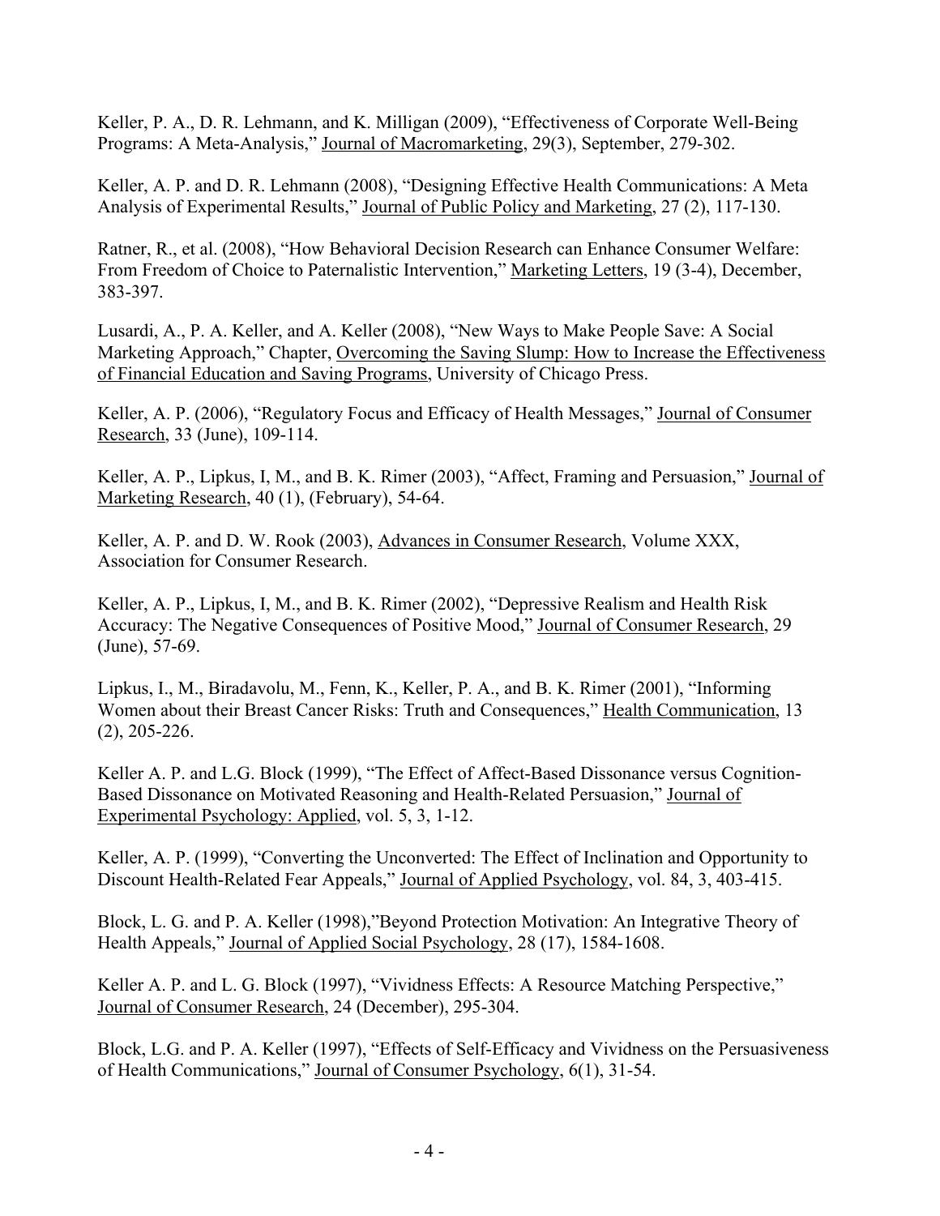Keller, P. A., D. R. Lehmann, and K. Milligan (2009), "Effectiveness of Corporate Well-Being Programs: A Meta-Analysis," Journal of Macromarketing, 29(3), September, 279-302.

Keller, A. P. and D. R. Lehmann (2008), "Designing Effective Health Communications: A Meta Analysis of Experimental Results," Journal of Public Policy and Marketing, 27 (2), 117-130.

Ratner, R., et al. (2008), "How Behavioral Decision Research can Enhance Consumer Welfare: From Freedom of Choice to Paternalistic Intervention," Marketing Letters, 19 (3-4), December, 383-397.

Lusardi, A., P. A. Keller, and A. Keller (2008), "New Ways to Make People Save: A Social Marketing Approach," Chapter, Overcoming the Saving Slump: How to Increase the Effectiveness of Financial Education and Saving Programs, University of Chicago Press.

Keller, A. P. (2006), "Regulatory Focus and Efficacy of Health Messages," Journal of Consumer Research, 33 (June), 109-114.

Keller, A. P., Lipkus, I, M., and B. K. Rimer (2003), "Affect, Framing and Persuasion," Journal of Marketing Research, 40 (1), (February), 54-64.

Keller, A. P. and D. W. Rook (2003), Advances in Consumer Research, Volume XXX, Association for Consumer Research.

Keller, A. P., Lipkus, I, M., and B. K. Rimer (2002), "Depressive Realism and Health Risk Accuracy: The Negative Consequences of Positive Mood," Journal of Consumer Research, 29 (June), 57-69.

Lipkus, I., M., Biradavolu, M., Fenn, K., Keller, P. A., and B. K. Rimer (2001), "Informing Women about their Breast Cancer Risks: Truth and Consequences," Health Communication, 13 (2), 205-226.

Keller A. P. and L.G. Block (1999), "The Effect of Affect-Based Dissonance versus Cognition-Based Dissonance on Motivated Reasoning and Health-Related Persuasion," Journal of Experimental Psychology: Applied, vol. 5, 3, 1-12.

Keller, A. P. (1999), "Converting the Unconverted: The Effect of Inclination and Opportunity to Discount Health-Related Fear Appeals," Journal of Applied Psychology, vol. 84, 3, 403-415.

Block, L. G. and P. A. Keller (1998),"Beyond Protection Motivation: An Integrative Theory of Health Appeals," Journal of Applied Social Psychology, 28 (17), 1584-1608.

Keller A. P. and L. G. Block (1997), "Vividness Effects: A Resource Matching Perspective," Journal of Consumer Research, 24 (December), 295-304.

Block, L.G. and P. A. Keller (1997), "Effects of Self-Efficacy and Vividness on the Persuasiveness of Health Communications," Journal of Consumer Psychology, 6(1), 31-54.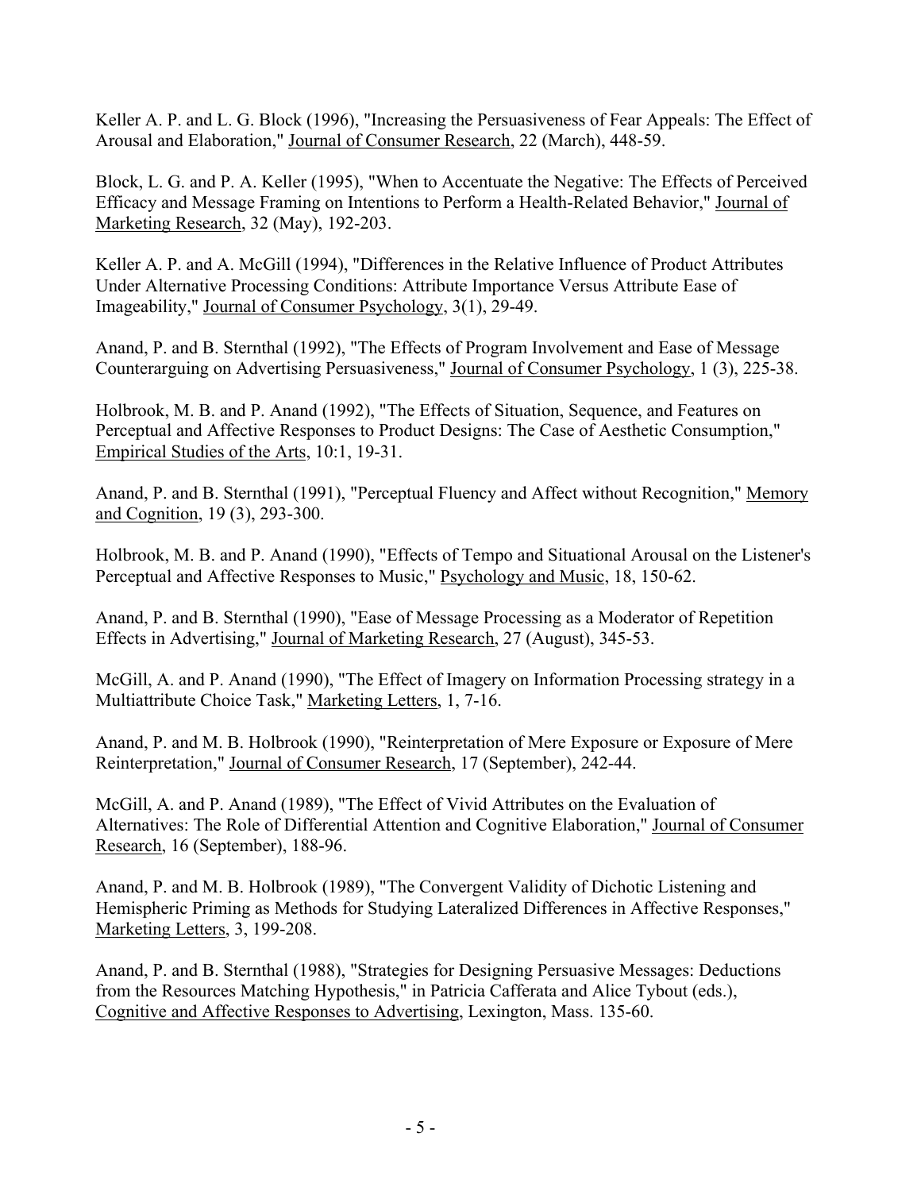Keller A. P. and L. G. Block (1996), "Increasing the Persuasiveness of Fear Appeals: The Effect of Arousal and Elaboration," Journal of Consumer Research, 22 (March), 448-59.

Block, L. G. and P. A. Keller (1995), "When to Accentuate the Negative: The Effects of Perceived Efficacy and Message Framing on Intentions to Perform a Health-Related Behavior," Journal of Marketing Research, 32 (May), 192-203.

Keller A. P. and A. McGill (1994), "Differences in the Relative Influence of Product Attributes Under Alternative Processing Conditions: Attribute Importance Versus Attribute Ease of Imageability," Journal of Consumer Psychology, 3(1), 29-49.

Anand, P. and B. Sternthal (1992), "The Effects of Program Involvement and Ease of Message Counterarguing on Advertising Persuasiveness," Journal of Consumer Psychology, 1 (3), 225-38.

Holbrook, M. B. and P. Anand (1992), "The Effects of Situation, Sequence, and Features on Perceptual and Affective Responses to Product Designs: The Case of Aesthetic Consumption," Empirical Studies of the Arts, 10:1, 19-31.

Anand, P. and B. Sternthal (1991), "Perceptual Fluency and Affect without Recognition," Memory and Cognition, 19 (3), 293-300.

Holbrook, M. B. and P. Anand (1990), "Effects of Tempo and Situational Arousal on the Listener's Perceptual and Affective Responses to Music," Psychology and Music, 18, 150-62.

Anand, P. and B. Sternthal (1990), "Ease of Message Processing as a Moderator of Repetition Effects in Advertising," Journal of Marketing Research, 27 (August), 345-53.

McGill, A. and P. Anand (1990), "The Effect of Imagery on Information Processing strategy in a Multiattribute Choice Task," Marketing Letters, 1, 7-16.

Anand, P. and M. B. Holbrook (1990), "Reinterpretation of Mere Exposure or Exposure of Mere Reinterpretation," Journal of Consumer Research, 17 (September), 242-44.

McGill, A. and P. Anand (1989), "The Effect of Vivid Attributes on the Evaluation of Alternatives: The Role of Differential Attention and Cognitive Elaboration," Journal of Consumer Research, 16 (September), 188-96.

Anand, P. and M. B. Holbrook (1989), "The Convergent Validity of Dichotic Listening and Hemispheric Priming as Methods for Studying Lateralized Differences in Affective Responses," Marketing Letters, 3, 199-208.

Anand, P. and B. Sternthal (1988), "Strategies for Designing Persuasive Messages: Deductions from the Resources Matching Hypothesis," in Patricia Cafferata and Alice Tybout (eds.), Cognitive and Affective Responses to Advertising, Lexington, Mass. 135-60.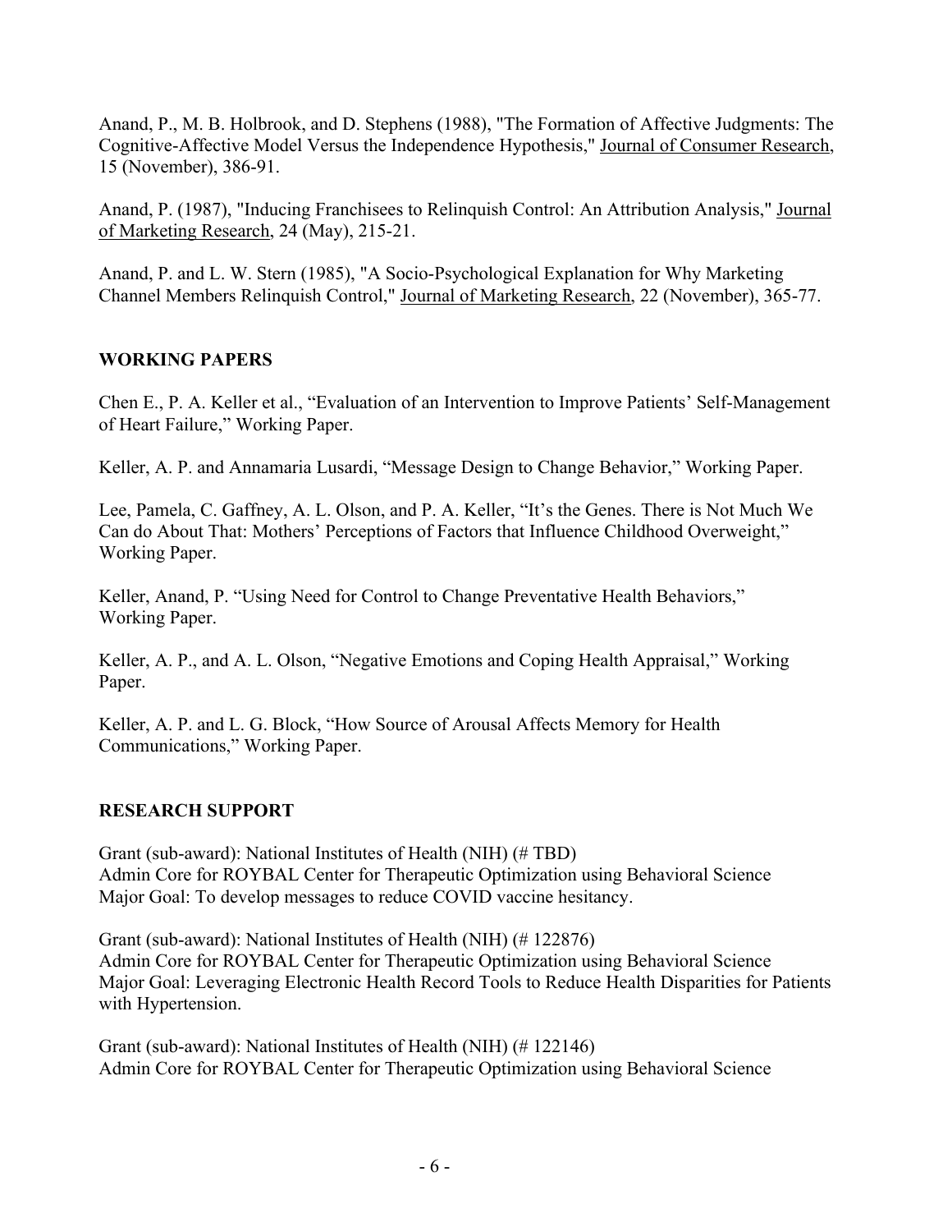Anand, P., M. B. Holbrook, and D. Stephens (1988), "The Formation of Affective Judgments: The Cognitive-Affective Model Versus the Independence Hypothesis," Journal of Consumer Research, 15 (November), 386-91.

Anand, P. (1987), "Inducing Franchisees to Relinquish Control: An Attribution Analysis," Journal of Marketing Research, 24 (May), 215-21.

Anand, P. and L. W. Stern (1985), "A Socio-Psychological Explanation for Why Marketing Channel Members Relinquish Control," Journal of Marketing Research, 22 (November), 365-77.

## WORKING PAPERS

Chen E., P. A. Keller et al., "Evaluation of an Intervention to Improve Patients' Self-Management of Heart Failure," Working Paper.

Keller, A. P. and Annamaria Lusardi, "Message Design to Change Behavior," Working Paper.

Lee, Pamela, C. Gaffney, A. L. Olson, and P. A. Keller, "It's the Genes. There is Not Much We Can do About That: Mothers' Perceptions of Factors that Influence Childhood Overweight," Working Paper.

Keller, Anand, P. "Using Need for Control to Change Preventative Health Behaviors," Working Paper.

Keller, A. P., and A. L. Olson, "Negative Emotions and Coping Health Appraisal," Working Paper.

Keller, A. P. and L. G. Block, "How Source of Arousal Affects Memory for Health Communications," Working Paper.

## RESEARCH SUPPORT

Grant (sub-award): National Institutes of Health (NIH) (# TBD)
Admin Core for ROYBAL Center for Therapeutic Optimization using Behavioral Science
Major Goal: To develop messages to reduce COVID vaccine hesitancy.

Grant (sub-award): National Institutes of Health (NIH) (# 122876)
Admin Core for ROYBAL Center for Therapeutic Optimization using Behavioral Science
Major Goal: Leveraging Electronic Health Record Tools to Reduce Health Disparities for Patients with Hypertension.

Grant (sub-award): National Institutes of Health (NIH) (# 122146)
Admin Core for ROYBAL Center for Therapeutic Optimization using Behavioral Science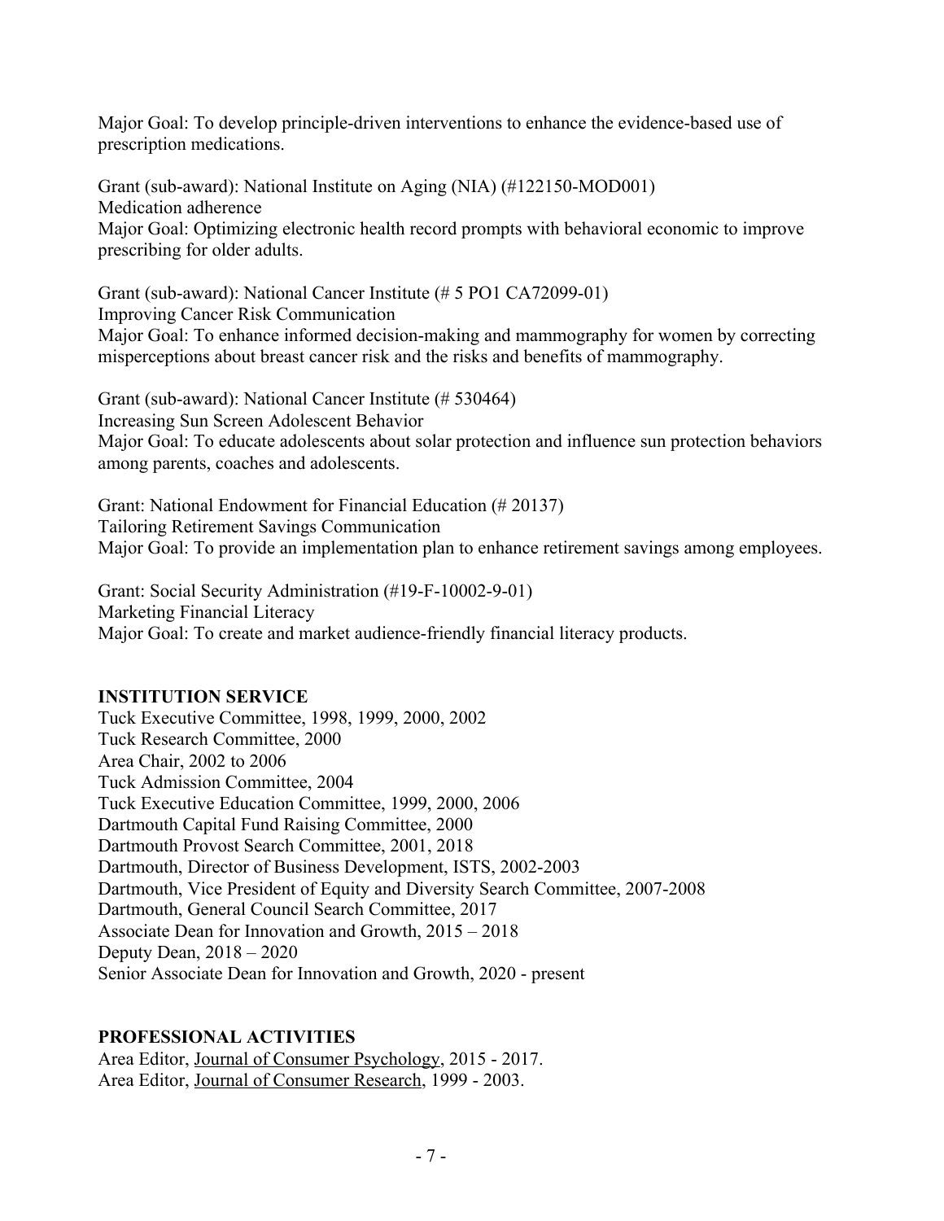Major Goal: To develop principle-driven interventions to enhance the evidence-based use of prescription medications.

Grant (sub-award): National Institute on Aging (NIA) (#122150-MOD001)
Medication adherence
Major Goal: Optimizing electronic health record prompts with behavioral economic to improve prescribing for older adults.

Grant (sub-award): National Cancer Institute (# 5 PO1 CA72099-01)
Improving Cancer Risk Communication
Major Goal: To enhance informed decision-making and mammography for women by correcting misperceptions about breast cancer risk and the risks and benefits of mammography.

Grant (sub-award): National Cancer Institute (# 530464)
Increasing Sun Screen Adolescent Behavior
Major Goal: To educate adolescents about solar protection and influence sun protection behaviors among parents, coaches and adolescents.

Grant: National Endowment for Financial Education (# 20137)
Tailoring Retirement Savings Communication
Major Goal: To provide an implementation plan to enhance retirement savings among employees.

Grant: Social Security Administration (#19-F-10002-9-01)
Marketing Financial Literacy
Major Goal: To create and market audience-friendly financial literacy products.

## INSTITUTION SERVICE

Tuck Executive Committee, 1998, 1999, 2000, 2002
Tuck Research Committee, 2000
Area Chair, 2002 to 2006
Tuck Admission Committee, 2004
Tuck Executive Education Committee, 1999, 2000, 2006
Dartmouth Capital Fund Raising Committee, 2000
Dartmouth Provost Search Committee, 2001, 2018
Dartmouth, Director of Business Development, ISTS, 2002-2003
Dartmouth, Vice President of Equity and Diversity Search Committee, 2007-2008
Dartmouth, General Council Search Committee, 2017
Associate Dean for Innovation and Growth, 2015 – 2018
Deputy Dean, 2018 – 2020
Senior Associate Dean for Innovation and Growth, 2020 - present

## PROFESSIONAL ACTIVITIES

Area Editor, Journal of Consumer Psychology, 2015 - 2017.
Area Editor, Journal of Consumer Research, 1999 - 2003.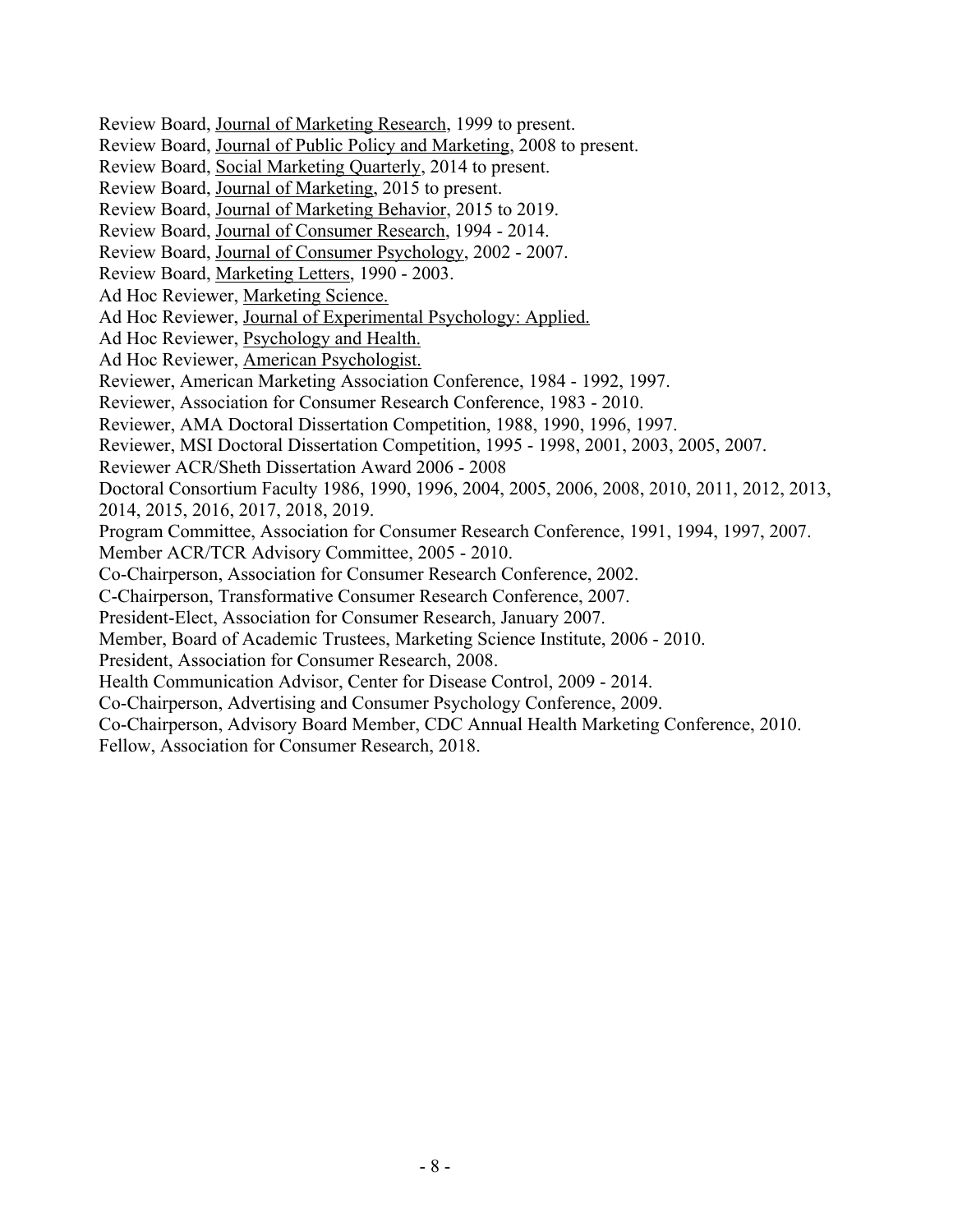Review Board, Journal of Marketing Research, 1999 to present.
Review Board, Journal of Public Policy and Marketing, 2008 to present.
Review Board, Social Marketing Quarterly, 2014 to present.
Review Board, Journal of Marketing, 2015 to present.
Review Board, Journal of Marketing Behavior, 2015 to 2019.
Review Board, Journal of Consumer Research, 1994 - 2014.
Review Board, Journal of Consumer Psychology, 2002 - 2007.
Review Board, Marketing Letters, 1990 - 2003.
Ad Hoc Reviewer, Marketing Science.
Ad Hoc Reviewer, Journal of Experimental Psychology: Applied.
Ad Hoc Reviewer, Psychology and Health.
Ad Hoc Reviewer, American Psychologist.
Reviewer, American Marketing Association Conference, 1984 - 1992, 1997.
Reviewer, Association for Consumer Research Conference, 1983 - 2010.
Reviewer, AMA Doctoral Dissertation Competition, 1988, 1990, 1996, 1997.
Reviewer, MSI Doctoral Dissertation Competition, 1995 - 1998, 2001, 2003, 2005, 2007.
Reviewer ACR/Sheth Dissertation Award 2006 - 2008
Doctoral Consortium Faculty 1986, 1990, 1996, 2004, 2005, 2006, 2008, 2010, 2011, 2012, 2013, 2014, 2015, 2016, 2017, 2018, 2019.
Program Committee, Association for Consumer Research Conference, 1991, 1994, 1997, 2007.
Member ACR/TCR Advisory Committee, 2005 - 2010.
Co-Chairperson, Association for Consumer Research Conference, 2002.
C-Chairperson, Transformative Consumer Research Conference, 2007.
President-Elect, Association for Consumer Research, January 2007.
Member, Board of Academic Trustees, Marketing Science Institute, 2006 - 2010.
President, Association for Consumer Research, 2008.
Health Communication Advisor, Center for Disease Control, 2009 - 2014.
Co-Chairperson, Advertising and Consumer Psychology Conference, 2009.
Co-Chairperson, Advisory Board Member, CDC Annual Health Marketing Conference, 2010.
Fellow, Association for Consumer Research, 2018.